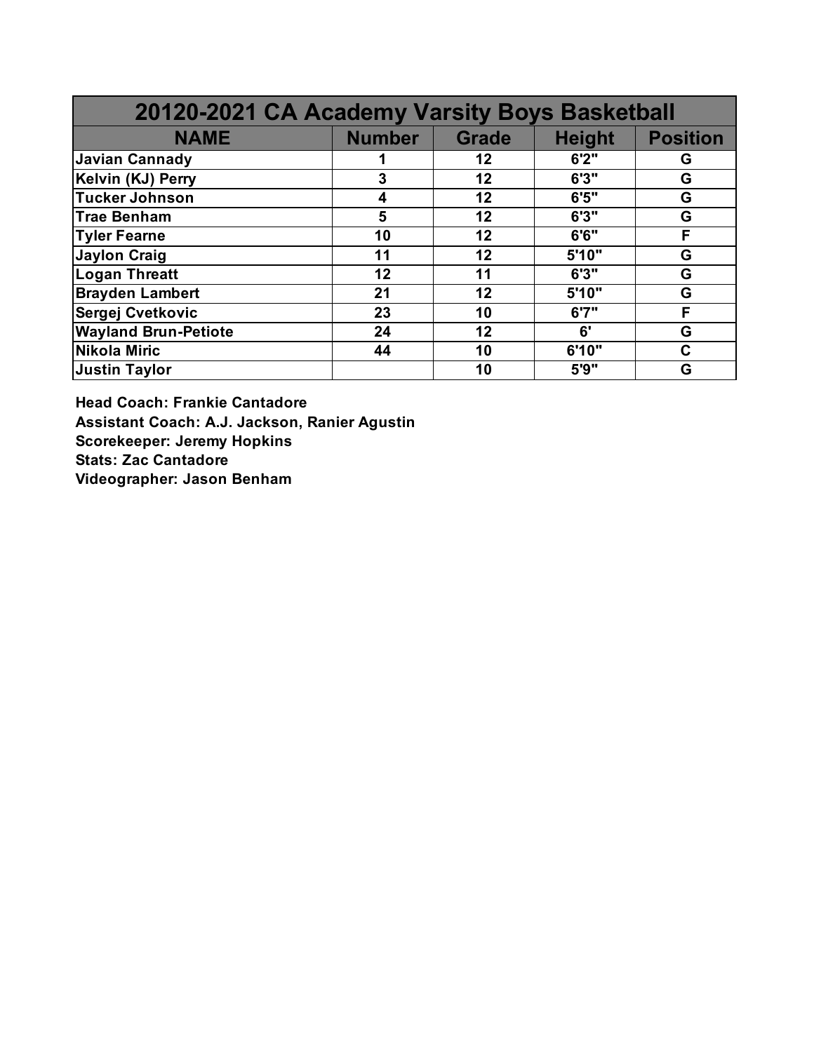| 20120-2021 CA Academy Varsity Boys Basketball | | | | |
|---|---|---|---|---|
| **NAME** | **Number** | **Grade** | **Height** | **Position** |
| Javian Cannady | 1 | 12 | 6'2" | G |
| Kelvin (KJ) Perry | 3 | 12 | 6'3" | G |
| Tucker Johnson | 4 | 12 | 6'5" | G |
| Trae Benham | 5 | 12 | 6'3" | G |
| Tyler Fearne | 10 | 12 | 6'6" | F |
| Jaylon Craig | 11 | 12 | 5'10" | G |
| Logan Threatt | 12 | 11 | 6'3" | G |
| Brayden Lambert | 21 | 12 | 5'10" | G |
| Sergej Cvetkovic | 23 | 10 | 6'7" | F |
| Wayland Brun-Petiote | 24 | 12 | 6' | G |
| Nikola Miric | 44 | 10 | 6'10" | C |
| Justin Taylor | | 10 | 5'9" | G |

**Head Coach: Frankie Cantadore**
**Assistant Coach: A.J. Jackson, Ranier Agustin**
**Scorekeeper: Jeremy Hopkins**
**Stats: Zac Cantadore**
**Videographer: Jason Benham**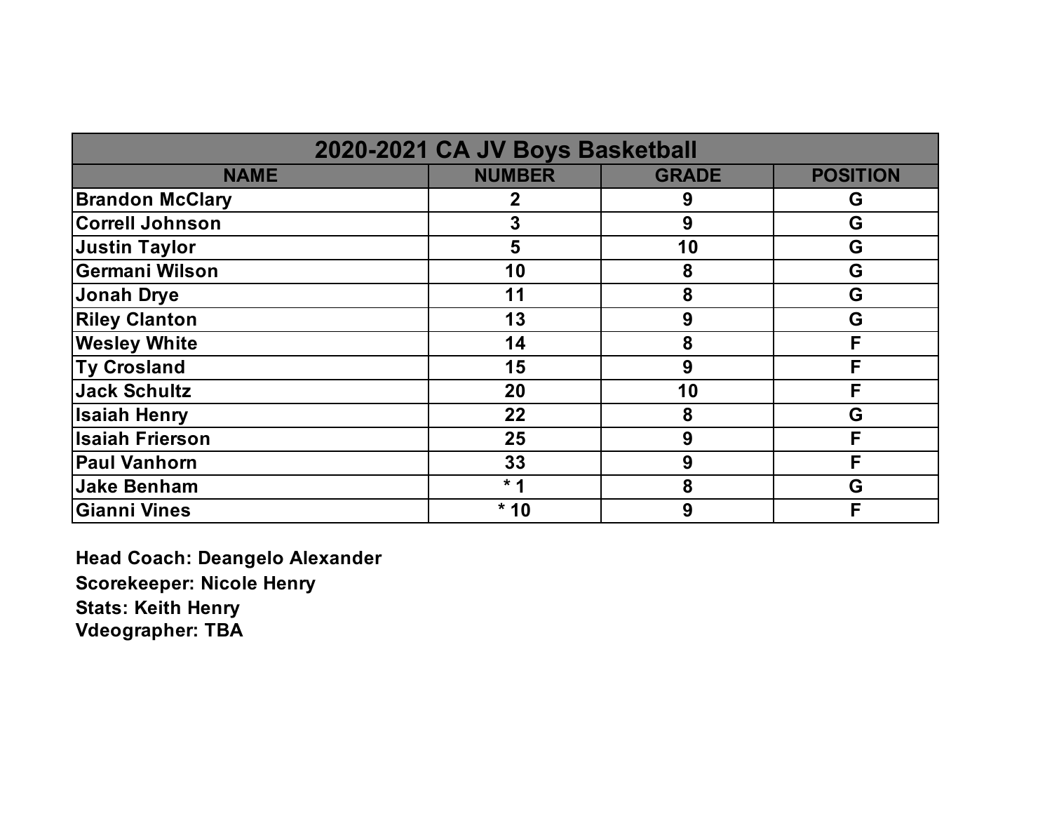| 2020-2021 CA JV Boys Basketball | | | |
|---|---|---|---|
| **NAME** | **NUMBER** | **GRADE** | **POSITION** |
| Brandon McClary | 2 | 9 | G |
| Correll Johnson | 3 | 9 | G |
| Justin Taylor | 5 | 10 | G |
| Germani Wilson | 10 | 8 | G |
| Jonah Drye | 11 | 8 | G |
| Riley Clanton | 13 | 9 | G |
| Wesley White | 14 | 8 | F |
| Ty Crosland | 15 | 9 | F |
| Jack Schultz | 20 | 10 | F |
| Isaiah Henry | 22 | 8 | G |
| Isaiah Frierson | 25 | 9 | F |
| Paul Vanhorn | 33 | 9 | F |
| Jake Benham | * 1 | 8 | G |
| Gianni Vines | * 10 | 9 | F |

**Head Coach: Deangelo Alexander**

**Scorekeeper: Nicole Henry**

**Stats: Keith Henry**

**Vdeographer: TBA**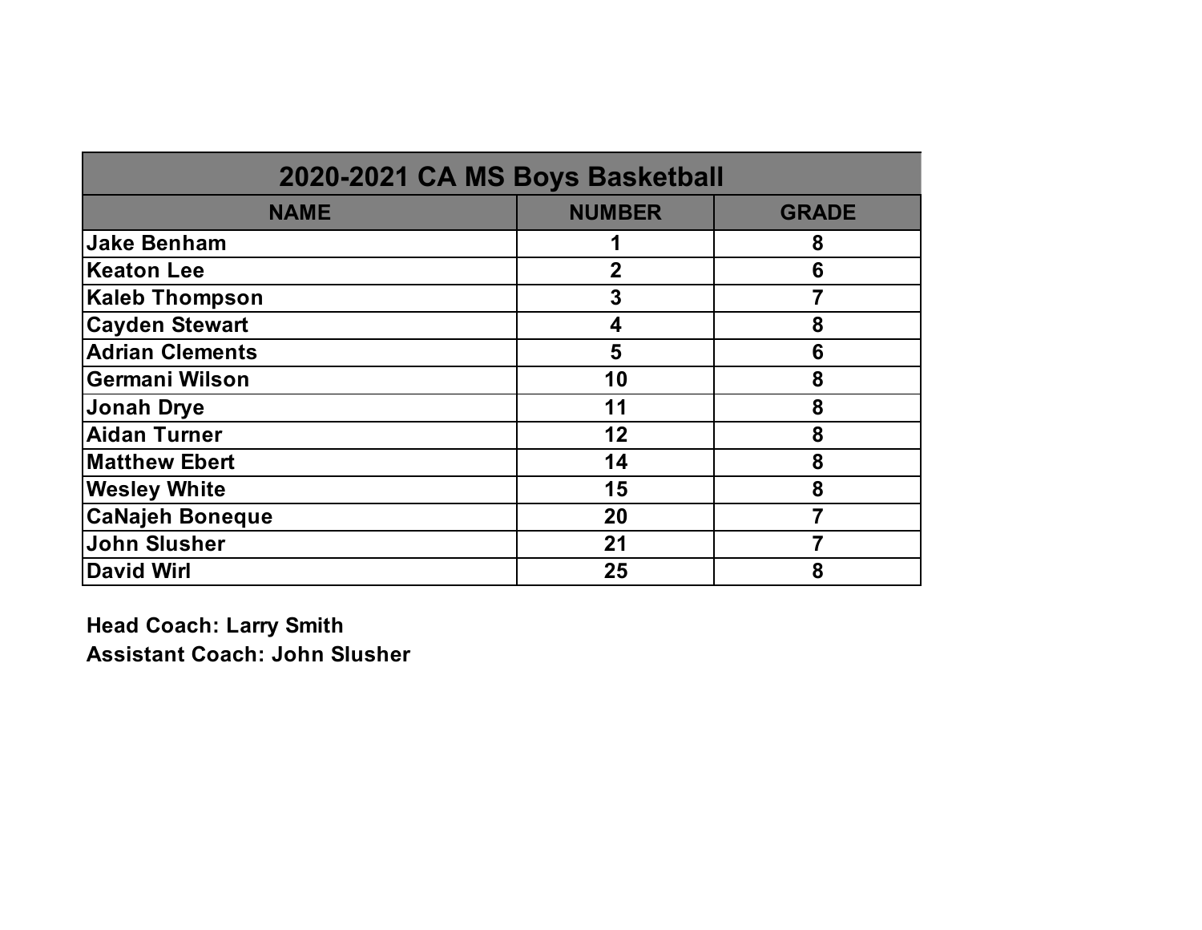| 2020-2021 CA MS Boys Basketball | | |
|---|---|---|
| **NAME** | **NUMBER** | **GRADE** |
| Jake Benham | 1 | 8 |
| Keaton Lee | 2 | 6 |
| Kaleb Thompson | 3 | 7 |
| Cayden Stewart | 4 | 8 |
| Adrian Clements | 5 | 6 |
| Germani Wilson | 10 | 8 |
| Jonah Drye | 11 | 8 |
| Aidan Turner | 12 | 8 |
| Matthew Ebert | 14 | 8 |
| Wesley White | 15 | 8 |
| CaNajeh Boneque | 20 | 7 |
| John Slusher | 21 | 7 |
| David Wirl | 25 | 8 |

**Head Coach: Larry Smith**
**Assistant Coach: John Slusher**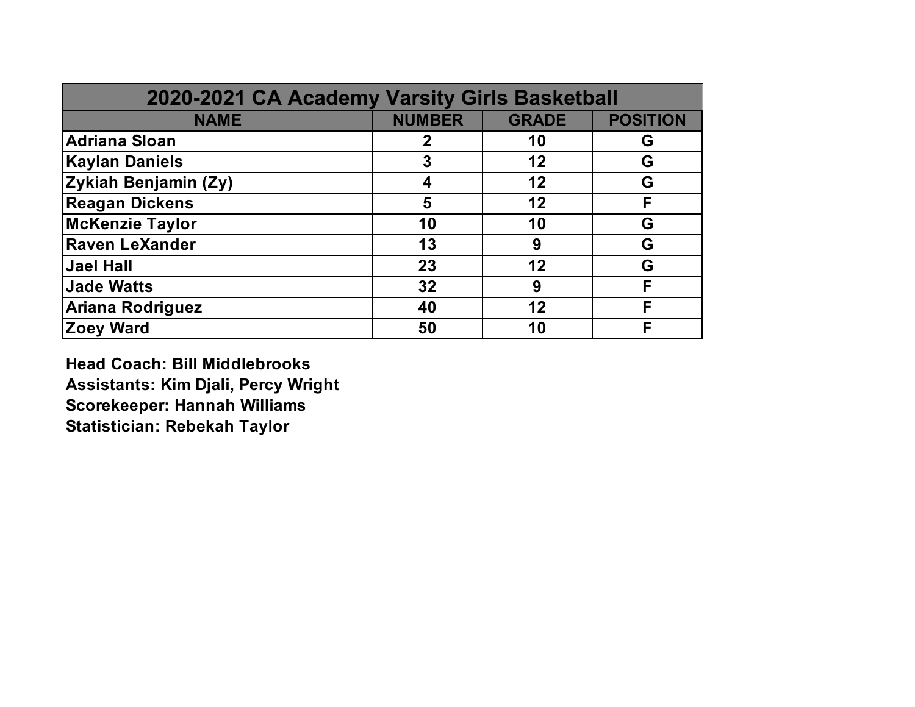| 2020-2021 CA Academy Varsity Girls Basketball | | | |
|---|---|---|---|
| **NAME** | **NUMBER** | **GRADE** | **POSITION** |
| **Adriana Sloan** | **2** | **10** | **G** |
| **Kaylan Daniels** | **3** | **12** | **G** |
| **Zykiah Benjamin (Zy)** | **4** | **12** | **G** |
| **Reagan Dickens** | **5** | **12** | **F** |
| **McKenzie Taylor** | **10** | **10** | **G** |
| **Raven LeXander** | **13** | **9** | **G** |
| **Jael Hall** | **23** | **12** | **G** |
| **Jade Watts** | **32** | **9** | **F** |
| **Ariana Rodriguez** | **40** | **12** | **F** |
| **Zoey Ward** | **50** | **10** | **F** |

**Head Coach: Bill Middlebrooks**
**Assistants: Kim Djali, Percy Wright**
**Scorekeeper: Hannah Williams**
**Statistician: Rebekah Taylor**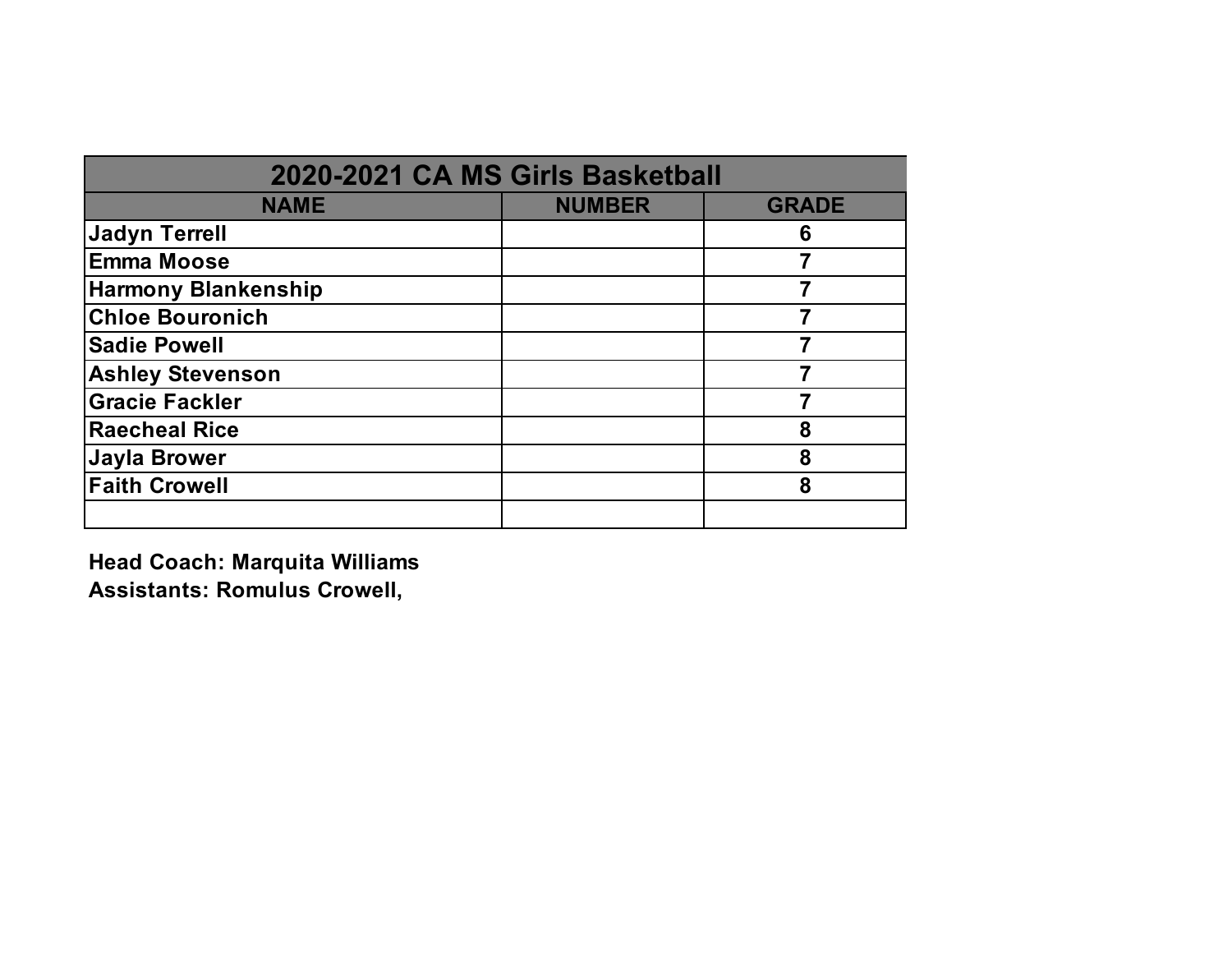| 2020-2021 CA MS Girls Basketball | | |
|---|---|---|
| **NAME** | **NUMBER** | **GRADE** |
| **Jadyn Terrell** | | **6** |
| **Emma Moose** | | **7** |
| **Harmony Blankenship** | | **7** |
| **Chloe Bouronich** | | **7** |
| **Sadie Powell** | | **7** |
| **Ashley Stevenson** | | **7** |
| **Gracie Fackler** | | **7** |
| **Raecheal Rice** | | **8** |
| **Jayla Brower** | | **8** |
| **Faith Crowell** | | **8** |
| | | |

**Head Coach: Marquita Williams**
**Assistants: Romulus Crowell,**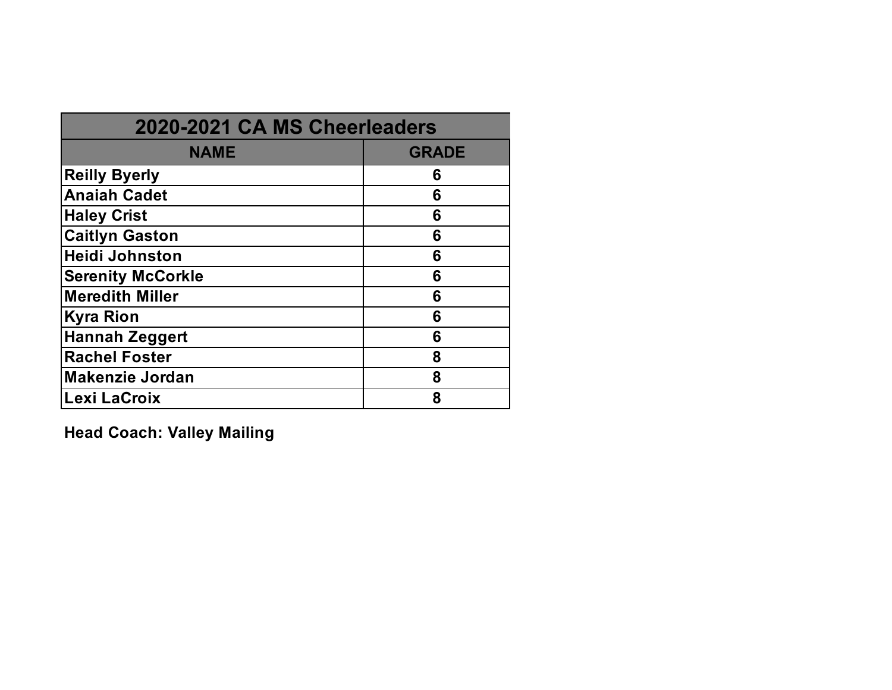| 2020-2021 CA MS Cheerleaders | |
|---|---|
| **NAME** | **GRADE** |
| **Reilly Byerly** | **6** |
| **Anaiah Cadet** | **6** |
| **Haley Crist** | **6** |
| **Caitlyn Gaston** | **6** |
| **Heidi Johnston** | **6** |
| **Serenity McCorkle** | **6** |
| **Meredith Miller** | **6** |
| **Kyra Rion** | **6** |
| **Hannah Zeggert** | **6** |
| **Rachel Foster** | **8** |
| **Makenzie Jordan** | **8** |
| **Lexi LaCroix** | **8** |

**Head Coach: Valley Mailing**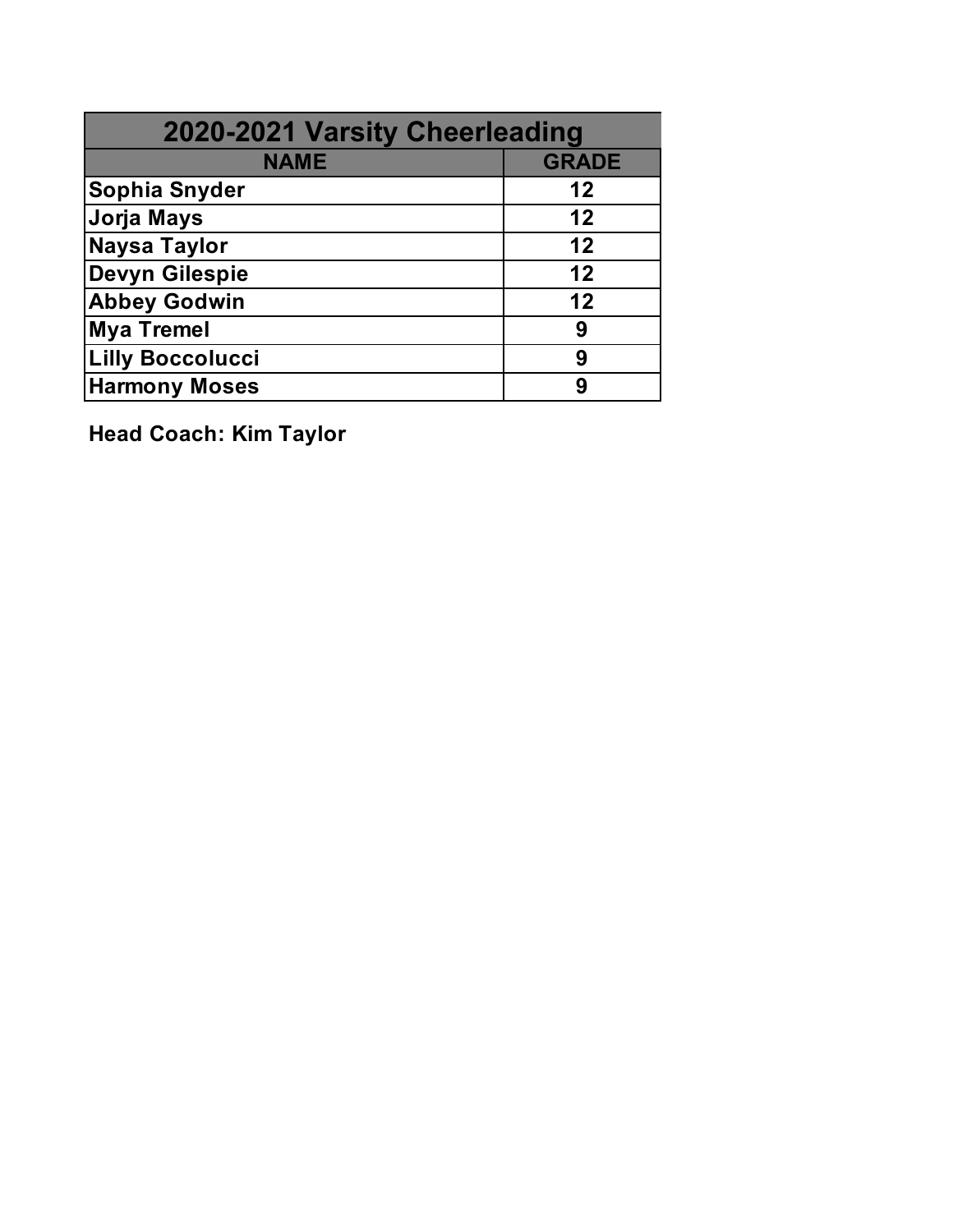| 2020-2021 Varsity Cheerleading | |
|---|---|
| **NAME** | **GRADE** |
| Sophia Snyder | 12 |
| Jorja Mays | 12 |
| Naysa Taylor | 12 |
| Devyn Gilespie | 12 |
| Abbey Godwin | 12 |
| Mya Tremel | 9 |
| Lilly Boccolucci | 9 |
| Harmony Moses | 9 |

**Head Coach: Kim Taylor**